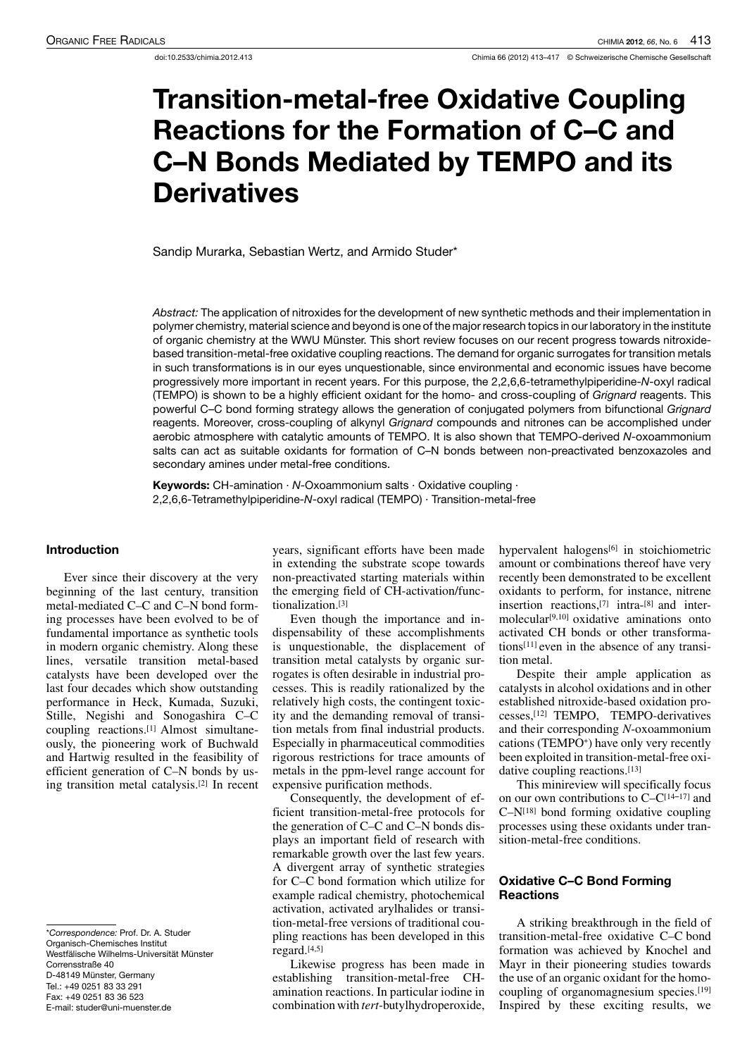doi:10.2533/chimia.2012.413

# Transition-metal-free Oxidative Coupling Reactions for the Formation of C–C and C–N Bonds Mediated by TEMPO and its Derivatives

Sandip Murarka, Sebastian Wertz, and Armido Studer*

*Abstract:* The application of nitroxides for the development of new synthetic methods and their implementation in polymer chemistry, material science and beyond is one of the major research topics in our laboratory in the institute of organic chemistry at the WWU Münster. This short review focuses on our recent progress towards nitroxide-based transition-metal-free oxidative coupling reactions. The demand for organic surrogates for transition metals in such transformations is in our eyes unquestionable, since environmental and economic issues have become progressively more important in recent years. For this purpose, the 2,2,6,6-tetramethylpiperidine-*N*-oxyl radical (TEMPO) is shown to be a highly efficient oxidant for the homo- and cross-coupling of *Grignard* reagents. This powerful C–C bond forming strategy allows the generation of conjugated polymers from bifunctional *Grignard* reagents. Moreover, cross-coupling of alkynyl *Grignard* compounds and nitrones can be accomplished under aerobic atmosphere with catalytic amounts of TEMPO. It is also shown that TEMPO-derived *N*-oxoammonium salts can act as suitable oxidants for formation of C–N bonds between non-preactivated benzoxazoles and secondary amines under metal-free conditions.

**Keywords:** CH-amination · *N*-Oxoammonium salts · Oxidative coupling · 2,2,6,6-Tetramethylpiperidine-*N*-oxyl radical (TEMPO) · Transition-metal-free

## Introduction

Ever since their discovery at the very beginning of the last century, transition metal-mediated C–C and C–N bond forming processes have been evolved to be of fundamental importance as synthetic tools in modern organic chemistry. Along these lines, versatile transition metal-based catalysts have been developed over the last four decades which show outstanding performance in Heck, Kumada, Suzuki, Stille, Negishi and Sonogashira C–C coupling reactions.[1] Almost simultaneously, the pioneering work of Buchwald and Hartwig resulted in the feasibility of efficient generation of C–N bonds by using transition metal catalysis.[2] In recent years, significant efforts have been made in extending the substrate scope towards non-preactivated starting materials within the emerging field of CH-activation/functionalization.[3]

Even though the importance and indispensability of these accomplishments is unquestionable, the displacement of transition metal catalysts by organic surrogates is often desirable in industrial processes. This is readily rationalized by the relatively high costs, the contingent toxicity and the demanding removal of transition metals from final industrial products. Especially in pharmaceutical commodities rigorous restrictions for trace amounts of metals in the ppm-level range account for expensive purification methods.

Consequently, the development of efficient transition-metal-free protocols for the generation of C–C and C–N bonds displays an important field of research with remarkable growth over the last few years. A divergent array of synthetic strategies for C–C bond formation which utilize for example radical chemistry, photochemical activation, activated arylhalides or transition-metal-free versions of traditional coupling reactions has been developed in this regard.[4,5]

Likewise progress has been made in establishing transition-metal-free CH-amination reactions. In particular iodine in combination with *tert*-butylhydroperoxide, hypervalent halogens[6] in stoichiometric amount or combinations thereof have very recently been demonstrated to be excellent oxidants to perform, for instance, nitrene insertion reactions,[7] intra-[8] and intermolecular[9,10] oxidative aminations onto activated CH bonds or other transformations[11] even in the absence of any transition metal.

Despite their ample application as catalysts in alcohol oxidations and in other established nitroxide-based oxidation processes,[12] TEMPO, TEMPO-derivatives and their corresponding *N*-oxoammonium cations ($TEMPO^+$) have only very recently been exploited in transition-metal-free oxidative coupling reactions.[13]

This minireview will specifically focus on our own contributions to C–C[14–17] and C–N[18] bond forming oxidative coupling processes using these oxidants under transition-metal-free conditions.

## Oxidative C–C Bond Forming Reactions

A striking breakthrough in the field of transition-metal-free oxidative C–C bond formation was achieved by Knochel and Mayr in their pioneering studies towards the use of an organic oxidant for the homocoupling of organomagnesium species.[19] Inspired by these exciting results, we

*Correspondence: Prof. Dr. A. Studer
Organisch-Chemisches Institut
Westfälische Wilhelms-Universität Münster
Corrensstraße 40
D-48149 Münster, Germany
Tel.: +49 0251 83 33 291
Fax: +49 0251 83 36 523
E-mail: studer@uni-muenster.de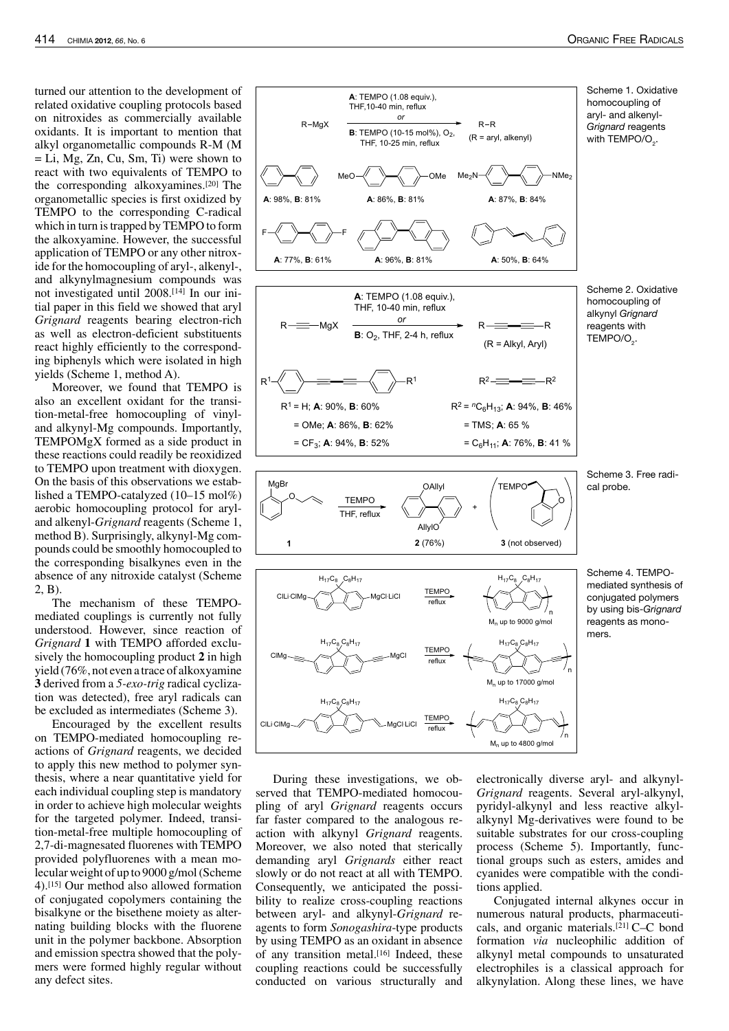turned our attention to the development of related oxidative coupling protocols based on nitroxides as commercially available oxidants. It is important to mention that alkyl organometallic compounds R-M (M = Li, Mg, Zn, Cu, Sm, Ti) were shown to react with two equivalents of TEMPO to the corresponding alkoxyamines.[20] The organometallic species is first oxidized by TEMPO to the corresponding C-radical which in turn is trapped by TEMPO to form the alkoxyamine. However, the successful application of TEMPO or any other nitroxide for the homocoupling of aryl-, alkenyl-, and alkynylmagnesium compounds was not investigated until 2008.[14] In our initial paper in this field we showed that aryl *Grignard* reagents bearing electron-rich as well as electron-deficient substituents react highly efficiently to the corresponding biphenyls which were isolated in high yields (Scheme 1, method A).

Moreover, we found that TEMPO is also an excellent oxidant for the transition-metal-free homocoupling of vinyl- and alkynyl-Mg compounds. Importantly, TEMPOMgX formed as a side product in these reactions could readily be reoxidized to TEMPO upon treatment with dioxygen. On the basis of this observations we established a TEMPO-catalyzed (10–15 mol%) aerobic homocoupling protocol for aryl- and alkenyl-*Grignard* reagents (Scheme 1, method B). Surprisingly, alkynyl-Mg compounds could be smoothly homocoupled to the corresponding bisalkynes even in the absence of any nitroxide catalyst (Scheme 2, B).

The mechanism of these TEMPO-mediated couplings is currently not fully understood. However, since reaction of *Grignard* **1** with TEMPO afforded exclusively the homocoupling product **2** in high yield (76%, not even a trace of alkoxyamine **3** derived from a *5-exo-trig* radical cyclization was detected), free aryl radicals can be excluded as intermediates (Scheme 3).

Encouraged by the excellent results on TEMPO-mediated homocoupling reactions of *Grignard* reagents, we decided to apply this new method to polymer synthesis, where a near quantitative yield for each individual coupling step is mandatory in order to achieve high molecular weights for the targeted polymer. Indeed, transition-metal-free multiple homocoupling of 2,7-di-magnesated fluorenes with TEMPO provided polyfluorenes with a mean molecular weight of up to 9000 g/mol (Scheme 4).[15] Our method also allowed formation of conjugated copolymers containing the bisalkyne or the bisethene moiety as alternating building blocks with the fluorene unit in the polymer backbone. Absorption and emission spectra showed that the polymers were formed highly regular without any defect sites.

Scheme 1. Oxidative homocoupling of aryl- and alkenyl-*Grignard* reagents with TEMPO/$O_2$.

R–MgX → R–R (R = aryl, alkenyl); **A**: TEMPO (1.08 equiv.), THF, 10-40 min, reflux *or* **B**: TEMPO (10-15 mol%), $O_2$, THF, 10-25 min, reflux

Biphenyl **A**: 98%, **B**: 81%; 4,4'-dimethoxybiphenyl **A**: 86%, **B**: 81%; 4,4'-bis(dimethylamino)biphenyl **A**: 87%, **B**: 84%; 4,4'-difluorobiphenyl **A**: 77%, **B**: 61%; binaphthyl **A**: 96%, **B**: 81%; diphenylbutadiene **A**: 50%, **B**: 64%

Scheme 2. Oxidative homocoupling of alkynyl *Grignard* reagents with TEMPO/$O_2$.

R–≡–MgX → R–≡–≡–R (R = Alkyl, Aryl); **A**: TEMPO (1.08 equiv.), THF, 10-40 min, reflux *or* **B**: $O_2$, THF, 2-4 h, reflux

$R^1$ = H; **A**: 90%, **B**: 60%; = OMe; **A**: 86%, **B**: 62%; = $CF_3$; **A**: 94%, **B**: 52%

$R^2$ = $^nC_6H_{13}$; **A**: 94%, **B**: 46%; = TMS; **A**: 65 %; = $C_6H_{11}$; **A**: 76%, **B**: 41 %

Scheme 3. Free radical probe.

**1** → (TEMPO, THF, reflux) → **2** (76%) + **3** (not observed)

Scheme 4. TEMPO-mediated synthesis of conjugated polymers by using bis-*Grignard* reagents as monomers.

$M_n$ up to 9000 g/mol; $M_n$ up to 17000 g/mol; $M_n$ up to 4800 g/mol

During these investigations, we observed that TEMPO-mediated homocoupling of aryl *Grignard* reagents occurs far faster compared to the analogous reaction with alkynyl *Grignard* reagents. Moreover, we also noted that sterically demanding aryl *Grignards* either react slowly or do not react at all with TEMPO. Consequently, we anticipated the possibility to realize cross-coupling reactions between aryl- and alkynyl-*Grignard* reagents to form *Sonogashira*-type products by using TEMPO as an oxidant in absence of any transition metal.[16] Indeed, these coupling reactions could be successfully conducted on various structurally and electronically diverse aryl- and alkynyl-*Grignard* reagents. Several aryl-alkynyl, pyridyl-alkynyl and less reactive alkyl-alkynyl Mg-derivatives were found to be suitable substrates for our cross-coupling process (Scheme 5). Importantly, functional groups such as esters, amides and cyanides were compatible with the conditions applied.

Conjugated internal alkynes occur in numerous natural products, pharmaceuticals, and organic materials.[21] C–C bond formation *via* nucleophilic addition of alkynyl metal compounds to unsaturated electrophiles is a classical approach for alkynylation. Along these lines, we have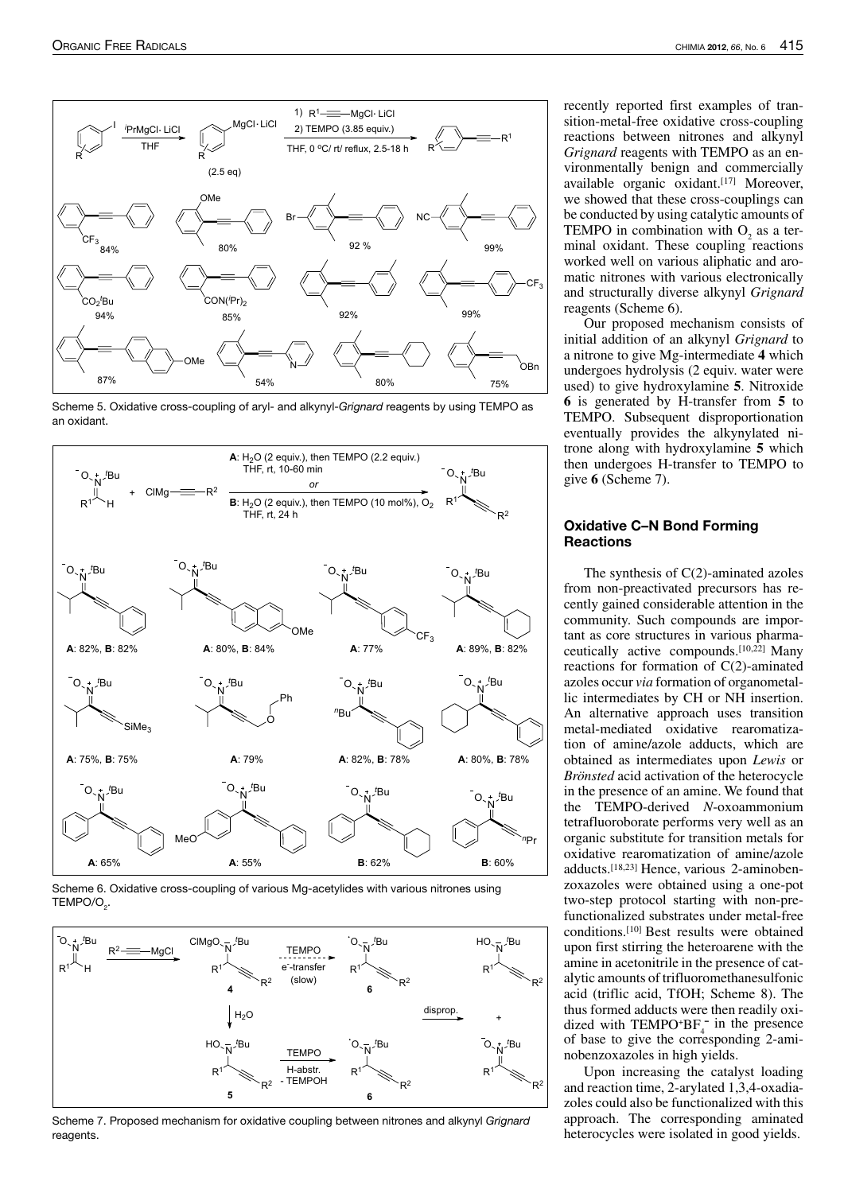Scheme 5. Oxidative cross-coupling of aryl- and alkynyl-*Grignard* reagents by using TEMPO as an oxidant.

Scheme 6. Oxidative cross-coupling of various Mg-acetylides with various nitrones using TEMPO/$O_2$.

Scheme 7. Proposed mechanism for oxidative coupling between nitrones and alkynyl *Grignard* reagents.

recently reported first examples of transition-metal-free oxidative cross-coupling reactions between nitrones and alkynyl *Grignard* reagents with TEMPO as an environmentally benign and commercially available organic oxidant.[17] Moreover, we showed that these cross-couplings can be conducted by using catalytic amounts of TEMPO in combination with $O_2$ as a terminal oxidant. These coupling reactions worked well on various aliphatic and aromatic nitrones with various electronically and structurally diverse alkynyl *Grignard* reagents (Scheme 6).

Our proposed mechanism consists of initial addition of an alkynyl *Grignard* to a nitrone to give Mg-intermediate **4** which undergoes hydrolysis (2 equiv. water were used) to give hydroxylamine **5**. Nitroxide **6** is generated by H-transfer from **5** to TEMPO. Subsequent disproportionation eventually provides the alkynylated nitrone along with hydroxylamine **5** which then undergoes H-transfer to TEMPO to give **6** (Scheme 7).

## Oxidative C–N Bond Forming Reactions

The synthesis of C(2)-aminated azoles from non-preactivated precursors has recently gained considerable attention in the community. Such compounds are important as core structures in various pharmaceutically active compounds.[10,22] Many reactions for formation of C(2)-aminated azoles occur *via* formation of organometallic intermediates by CH or NH insertion. An alternative approach uses transition metal-mediated oxidative rearomatization of amine/azole adducts, which are obtained as intermediates upon *Lewis* or *Brönsted* acid activation of the heterocycle in the presence of an amine. We found that the TEMPO-derived *N*-oxoammonium tetrafluoroborate performs very well as an organic substitute for transition metals for oxidative rearomatization of amine/azole adducts.[18,23] Hence, various 2-aminobenzoxazoles were obtained using a one-pot two-step protocol starting with non-prefunctionalized substrates under metal-free conditions.[10] Best results were obtained upon first stirring the heteroarene with the amine in acetonitrile in the presence of catalytic amounts of trifluoromethanesulfonic acid (triflic acid, TfOH; Scheme 8). The thus formed adducts were then readily oxidized with $TEMPO^+BF_4^-$ in the presence of base to give the corresponding 2-aminobenzoxazoles in high yields.

Upon increasing the catalyst loading and reaction time, 2-arylated 1,3,4-oxadiazoles could also be functionalized with this approach. The corresponding aminated heterocycles were isolated in good yields.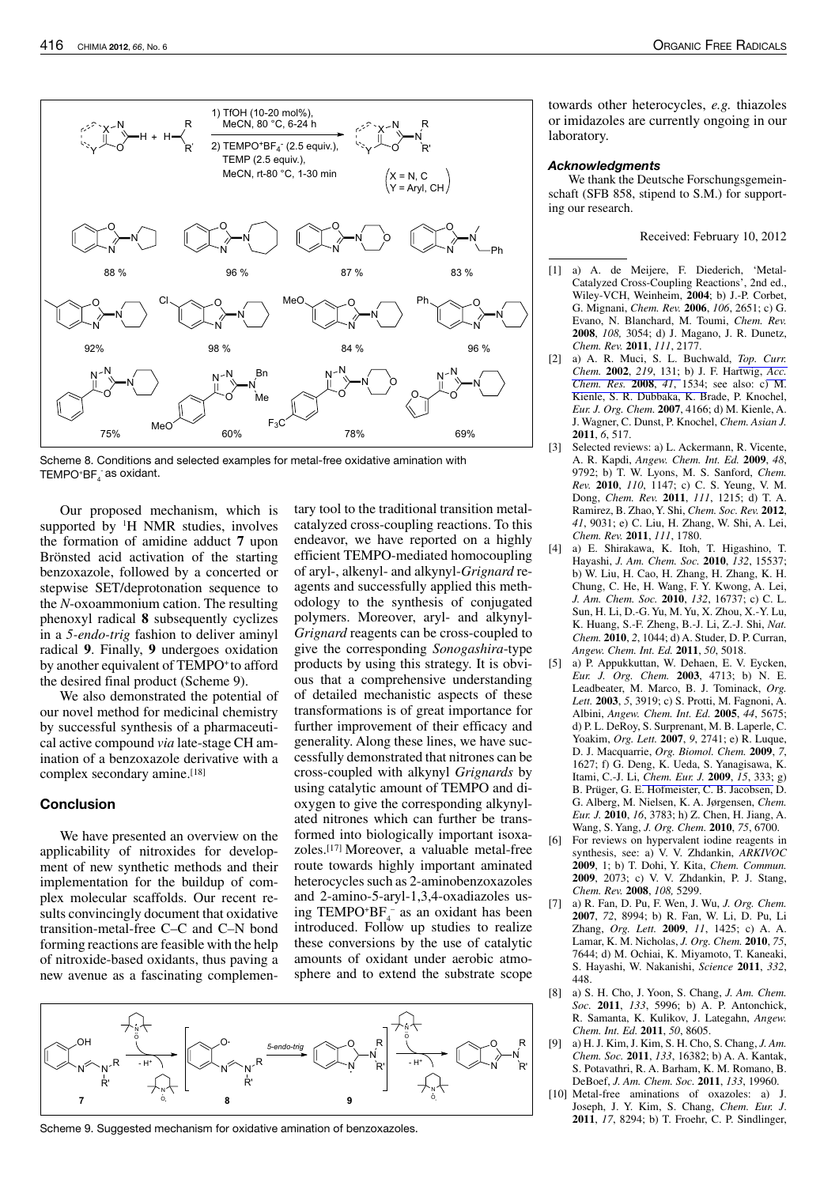Scheme 8. Conditions and selected examples for metal-free oxidative amination with $TEMPO^+BF_4^-$ as oxidant.

Our proposed mechanism, which is supported by $^1H$ NMR studies, involves the formation of amidine adduct **7** upon Brönsted acid activation of the starting benzoxazole, followed by a concerted or stepwise SET/deprotonation sequence to the *N*-oxoammonium cation. The resulting phenoxyl radical **8** subsequently cyclizes in a *5-endo-trig* fashion to deliver aminyl radical **9**. Finally, **9** undergoes oxidation by another equivalent of $TEMPO^+$ to afford the desired final product (Scheme 9).

We also demonstrated the potential of our novel method for medicinal chemistry by successful synthesis of a pharmaceutical active compound *via* late-stage CH amination of a benzoxazole derivative with a complex secondary amine.[18]

## Conclusion

We have presented an overview on the applicability of nitroxides for development of new synthetic methods and their implementation for the buildup of complex molecular scaffolds. Our recent results convincingly document that oxidative transition-metal-free C–C and C–N bond forming reactions are feasible with the help of nitroxide-based oxidants, thus paving a new avenue as a fascinating complementary tool to the traditional transition metal-catalyzed cross-coupling reactions. To this endeavor, we have reported on a highly efficient TEMPO-mediated homocoupling of aryl-, alkenyl- and alkynyl-*Grignard* reagents and successfully applied this methodology to the synthesis of conjugated polymers. Moreover, aryl- and alkynyl-*Grignard* reagents can be cross-coupled to give the corresponding *Sonogashira*-type products by using this strategy. It is obvious that a comprehensive understanding of detailed mechanistic aspects of these transformations is of great importance for further improvement of their efficacy and generality. Along these lines, we have successfully demonstrated that nitrones can be cross-coupled with alkynyl *Grignards* by using catalytic amount of TEMPO and dioxygen to give the corresponding alkynylated nitrones which can further be transformed into biologically important isoxazoles.[17] Moreover, a valuable metal-free route towards highly important aminated heterocycles such as 2-aminobenzoxazoles and 2-amino-5-aryl-1,3,4-oxadiazoles using $TEMPO^+BF_4^-$ as an oxidant has been introduced. Follow up studies to realize these conversions by the use of catalytic amounts of oxidant under aerobic atmosphere and to extend the substrate scope towards other heterocycles, *e.g.* thiazoles or imidazoles are currently ongoing in our laboratory.

Scheme 9. Suggested mechanism for oxidative amination of benzoxazoles.

### *Acknowledgments*

We thank the Deutsche Forschungsgemeinschaft (SFB 858, stipend to S.M.) for supporting our research.

Received: February 10, 2012

[1] a) A. de Meijere, F. Diederich, 'Metal-Catalyzed Cross-Coupling Reactions', 2nd ed., Wiley-VCH, Weinheim, **2004**; b) J.-P. Corbet, G. Mignani, *Chem. Rev.* **2006**, *106*, 2651; c) G. Evano, N. Blanchard, M. Toumi, *Chem. Rev.* **2008**, *108,* 3054; d) J. Magano, J. R. Dunetz, *Chem. Rev.* **2011**, *111*, 2177.

[2] a) A. R. Muci, S. L. Buchwald, *Top. Curr. Chem.* **2002**, *219*, 131; b) J. F. Hartwig, *Acc. Chem. Res.* **2008**, *41*, 1534; see also: c) M. Kienle, S. R. Dubbaka, K. Brade, P. Knochel, *Eur. J. Org. Chem.* **2007**, 4166; d) M. Kienle, A. J. Wagner, C. Dunst, P. Knochel, *Chem. Asian J.* **2011**, *6*, 517.

[3] Selected reviews: a) L. Ackermann, R. Vicente, A. R. Kapdi, *Angew. Chem. Int. Ed.* **2009**, *48*, 9792; b) T. W. Lyons, M. S. Sanford, *Chem. Rev.* **2010**, *110*, 1147; c) C. S. Yeung, V. M. Dong, *Chem. Rev.* **2011**, *111*, 1215; d) T. A. Ramirez, B. Zhao, Y. Shi, *Chem. Soc. Rev.* **2012**, *41*, 9031; e) C. Liu, H. Zhang, W. Shi, A. Lei, *Chem. Rev.* **2011**, *111*, 1780.

[4] a) E. Shirakawa, K. Itoh, T. Higashino, T. Hayashi, *J. Am. Chem. Soc.* **2010**, *132*, 15537; b) W. Liu, H. Cao, H. Zhang, H. Zhang, K. H. Chung, C. He, H. Wang, F. Y. Kwong, A. Lei, *J. Am. Chem. Soc.* **2010**, *132*, 16737; c) C. L. Sun, H. Li, D.-G. Yu, M. Yu, X. Zhou, X.-Y. Lu, K. Huang, S.-F. Zheng, B.-J. Li, Z.-J. Shi, *Nat. Chem.* **2010**, *2*, 1044; d) A. Studer, D. P. Curran, *Angew. Chem. Int. Ed.* **2011**, *50*, 5018.

[5] a) P. Appukkuttan, W. Dehaen, E. V. Eycken, *Eur. J. Org. Chem.* **2003**, 4713; b) N. E. Leadbeater, M. Marco, B. J. Tominack, *Org. Lett.* **2003**, *5*, 3919; c) S. Protti, M. Fagnoni, A. Albini, *Angew. Chem. Int. Ed.* **2005**, *44*, 5675; d) P. L. DeRoy, S. Surprenant, M. B. Laperle, C. Yoakim, *Org. Lett.* **2007**, *9*, 2741; e) R. Luque, D. J. Macquarrie, *Org. Biomol. Chem.* **2009**, *7*, 1627; f) G. Deng, K. Ueda, S. Yanagisawa, K. Itami, C.-J. Li, *Chem. Eur. J.* **2009**, *15*, 333; g) B. Prüger, G. E. Hofmeister, C. B. Jacobsen, D. G. Alberg, M. Nielsen, K. A. Jørgensen, *Chem. Eur. J.* **2010**, *16*, 3783; h) Z. Chen, H. Jiang, A. Wang, S. Yang, *J. Org. Chem.* **2010**, *75*, 6700.

[6] For reviews on hypervalent iodine reagents in synthesis, see: a) V. V. Zhdankin, *ARKIVOC* **2009**, 1; b) T. Dohi, Y. Kita, *Chem. Commun.* **2009**, 2073; c) V. V. Zhdankin, P. J. Stang, *Chem. Rev.* **2008**, *108,* 5299.

[7] a) R. Fan, D. Pu, F. Wen, J. Wu, *J. Org. Chem.* **2007**, *72*, 8994; b) R. Fan, W. Li, D. Pu, Li Zhang, *Org. Lett.* **2009**, *11*, 1425; c) A. A. Lamar, K. M. Nicholas, *J. Org. Chem.* **2010**, *75*, 7644; d) M. Ochiai, K. Miyamoto, T. Kaneaki, S. Hayashi, W. Nakanishi, *Science* **2011**, *332*, 448.

[8] a) S. H. Cho, J. Yoon, S. Chang, *J. Am. Chem. Soc*. **2011**, *133*, 5996; b) A. P. Antonchick, R. Samanta, K. Kulikov, J. Lategahn, *Angew. Chem. Int. Ed.* **2011**, *50*, 8605.

[9] a) H. J. Kim, J. Kim, S. H. Cho, S. Chang, *J. Am. Chem. Soc.* **2011**, *133*, 16382; b) A. A. Kantak, S. Potavathri, R. A. Barham, K. M. Romano, B. DeBoef, *J. Am. Chem. Soc.* **2011**, *133*, 19960.

[10] Metal-free aminations of oxazoles: a) J. Joseph, J. Y. Kim, S. Chang, *Chem. Eur. J*. **2011**, *17*, 8294; b) T. Froehr, C. P. Sindlinger,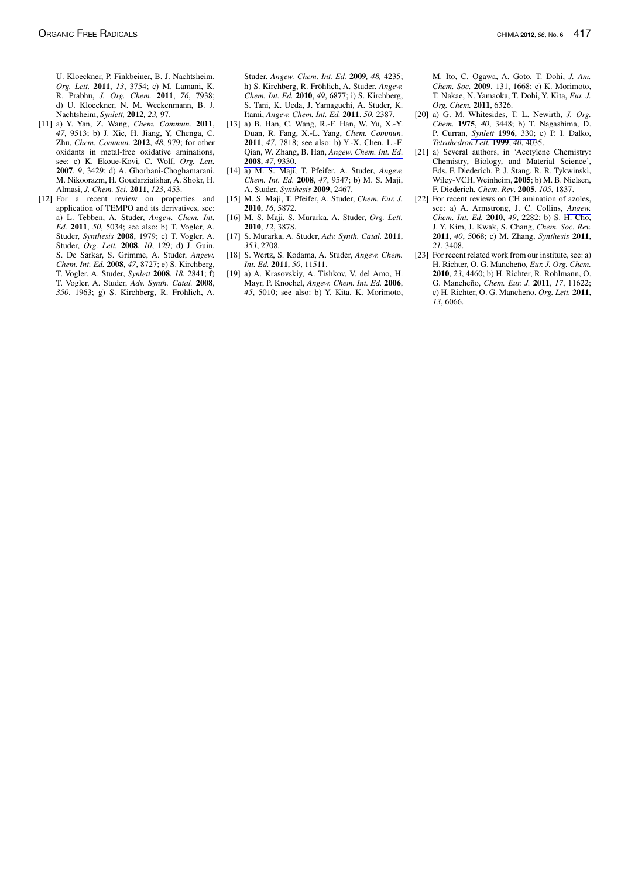U. Kloeckner, P. Finkbeiner, B. J. Nachtsheim, *Org. Lett.* **2011**, *13*, 3754; c) M. Lamani, K. R. Prabhu, *J. Org. Chem.* **2011**, *76*, 7938; d) U. Kloeckner, N. M. Weckenmann, B. J. Nachtsheim, *Synlett,* **2012***, 23,* 97.

[11] a) Y. Yan, Z. Wang, *Chem. Commun.* **2011**, *47*, 9513; b) J. Xie, H. Jiang, Y, Chenga, C. Zhu, *Chem. Commun.* **2012**, *48*, 979; for other oxidants in metal-free oxidative aminations, see: c) K. Ekoue-Kovi, C. Wolf, *Org. Lett.* **2007**, *9*, 3429; d) A. Ghorbani-Choghamarani, M. Nikoorazm, H. Goudarziafshar, A. Shokr, H. Almasi, *J. Chem. Sci.* **2011**, *123*, 453.

[12] For a recent review on properties and application of TEMPO and its derivatives, see: a) L. Tebben, A. Studer, *Angew. Chem. Int. Ed.* **2011**, *50*, 5034; see also: b) T. Vogler, A. Studer, *Synthesis* **2008**, 1979; c) T. Vogler, A. Studer, *Org. Lett.* **2008**, *10*, 129; d) J. Guin, S. De Sarkar, S. Grimme, A. Studer, *Angew. Chem. Int. Ed.* **2008**, *47*, 8727; e) S. Kirchberg, T. Vogler, A. Studer, *Synlett* **2008**, *18*, 2841; f) T. Vogler, A. Studer, *Adv. Synth. Catal.* **2008**, *350*, 1963; g) S. Kirchberg, R. Fröhlich, A. Studer, *Angew. Chem. Int. Ed.* **2009***, 48,* 4235; h) S. Kirchberg, R. Fröhlich, A. Studer, *Angew. Chem. Int. Ed.* **2010**, *49*, 6877; i) S. Kirchberg, S. Tani, K. Ueda, J. Yamaguchi, A. Studer, K. Itami, *Angew. Chem. Int. Ed.* **2011**, *50*, 2387.

[13] a) B. Han, C. Wang, R.-F. Han, W. Yu, X.-Y. Duan, R. Fang, X.-L. Yang, *Chem. Commun.* **2011**, *47*, 7818; see also: b) Y.-X. Chen, L.-F. Qian, W. Zhang, B. Han, *Angew. Chem. Int. Ed.* **2008**, *47*, 9330.

[14] a) M. S. Maji, T. Pfeifer, A. Studer, *Angew. Chem. Int. Ed.* **2008**, *47*, 9547; b) M. S. Maji, A. Studer, *Synthesis* **2009**, 2467.

[15] M. S. Maji, T. Pfeifer, A. Studer, *Chem. Eur. J.* **2010**, *16*, 5872.

[16] M. S. Maji, S. Murarka, A. Studer, *Org. Lett.* **2010**, *12*, 3878.

[17] S. Murarka, A. Studer, *Adv. Synth. Catal.* **2011**, *353*, 2708.

[18] S. Wertz, S. Kodama, A. Studer, *Angew. Chem. Int. Ed.* **2011**, *50*, 11511.

[19] a) A. Krasovskiy, A. Tishkov, V. del Amo, H. Mayr, P. Knochel, *Angew. Chem. Int. Ed.* **2006**, *45*, 5010; see also: b) Y. Kita, K. Morimoto, M. Ito, C. Ogawa, A. Goto, T. Dohi, *J. Am. Chem. Soc.* **2009**, 131, 1668; c) K. Morimoto, T. Nakae, N. Yamaoka, T. Dohi, Y. Kita, *Eur. J. Org. Chem.* **2011**, 6326.

[20] a) G. M. Whitesides, T. L. Newirth, *J. Org. Chem.* **1975**, *40*, 3448; b) T. Nagashima, D. P. Curran, *Synlett* **1996**, 330; c) P. I. Dalko, *Tetrahedron Lett.* **1999**, *40*, 4035.

[21] a) Several authors, in 'Acetylene Chemistry: Chemistry, Biology, and Material Science', Eds. F. Diederich, P. J. Stang, R. R. Tykwinski, Wiley-VCH, Weinheim, **2005**; b) M. B. Nielsen, F. Diederich, *Chem. Rev*. **2005**, *105*, 1837.

[22] For recent reviews on CH amination of azoles, see: a) A. Armstrong, J. C. Collins, *Angew. Chem. Int. Ed.* **2010**, *49*, 2282; b) S. H. Cho, J. Y. Kim, J. Kwak, S. Chang, *Chem. Soc. Rev.* **2011**, *40*, 5068; c) M. Zhang, *Synthesis* **2011**, *21*, 3408.

[23] For recent related work from our institute, see: a) H. Richter, O. G. Mancheño, *Eur. J. Org. Chem.* **2010**, *23*, 4460; b) H. Richter, R. Rohlmann, O. G. Mancheño, *Chem. Eur. J.* **2011**, *17*, 11622; c) H. Richter, O. G. Mancheño, *Org. Lett.* **2011**, *13*, 6066.